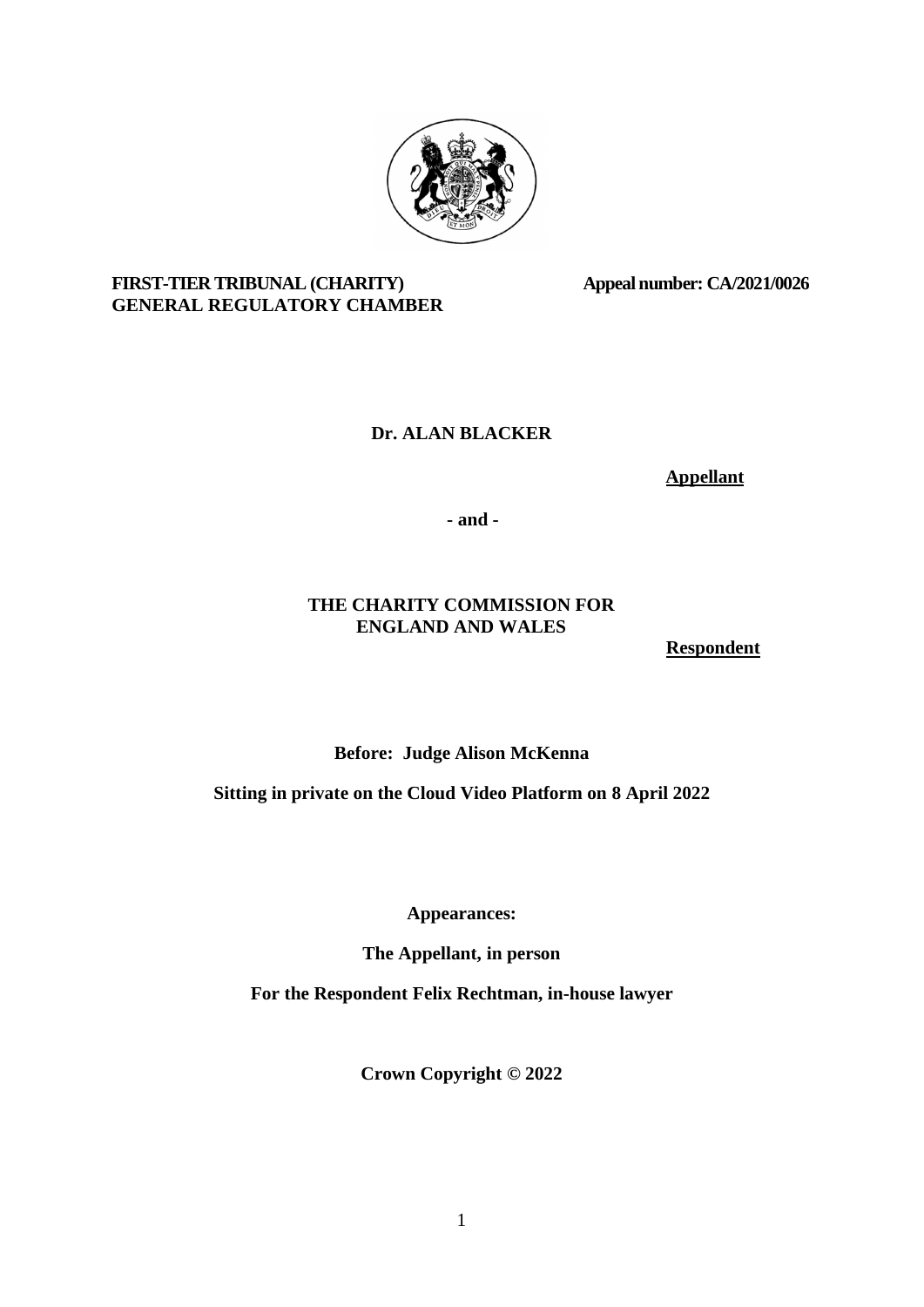**FIRST-TIER TRIBUNAL (CHARITY)**
**GENERAL REGULATORY CHAMBER**

**Appeal number: CA/2021/0026**

**Dr. ALAN BLACKER**

**Appellant**

**- and -**

**THE CHARITY COMMISSION FOR ENGLAND AND WALES**

**Respondent**

**Before: Judge Alison McKenna**

**Sitting in private on the Cloud Video Platform on 8 April 2022**

**Appearances:**

**The Appellant, in person**

**For the Respondent Felix Rechtman, in-house lawyer**

**Crown Copyright © 2022**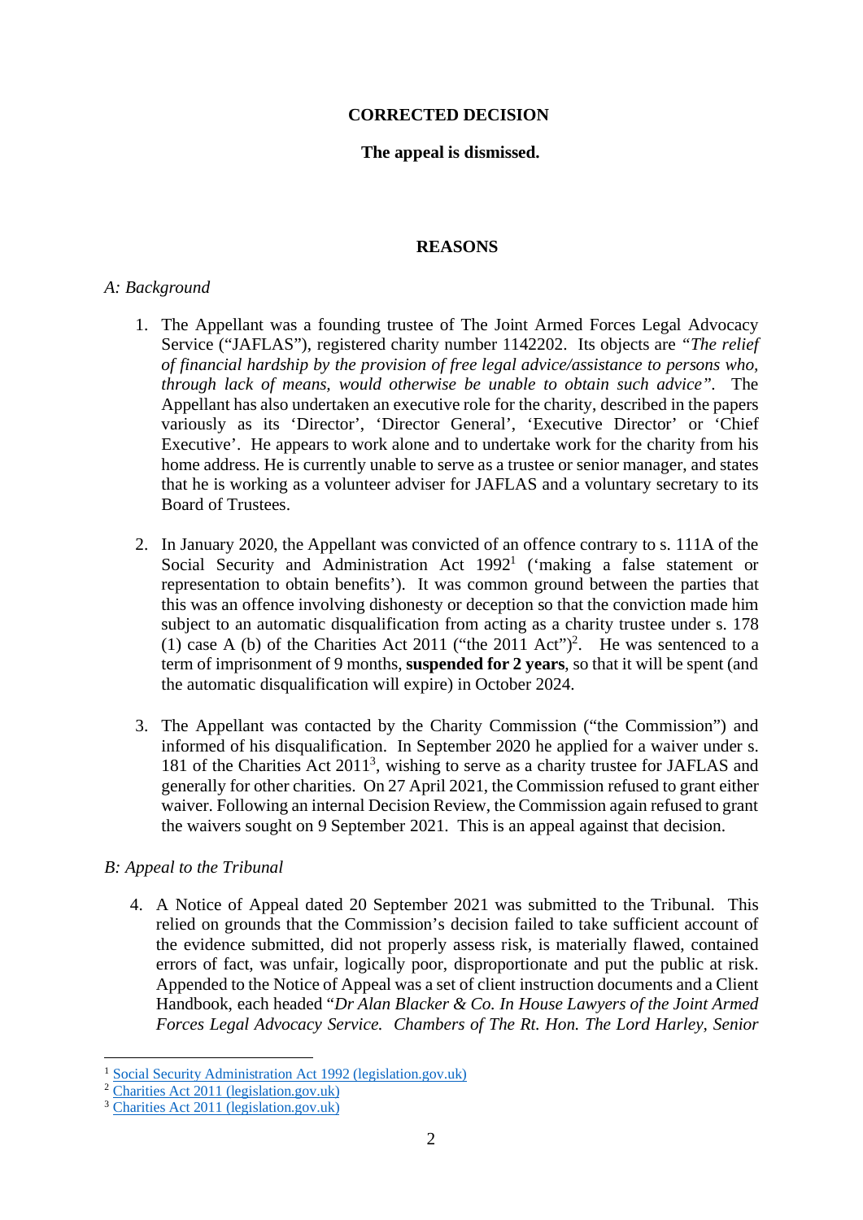**CORRECTED DECISION**

**The appeal is dismissed.**

**REASONS**

*A: Background*

1. The Appellant was a founding trustee of The Joint Armed Forces Legal Advocacy Service ("JAFLAS"), registered charity number 1142202. Its objects are *"The relief of financial hardship by the provision of free legal advice/assistance to persons who, through lack of means, would otherwise be unable to obtain such advice"*. The Appellant has also undertaken an executive role for the charity, described in the papers variously as its 'Director', 'Director General', 'Executive Director' or 'Chief Executive'. He appears to work alone and to undertake work for the charity from his home address. He is currently unable to serve as a trustee or senior manager, and states that he is working as a volunteer adviser for JAFLAS and a voluntary secretary to its Board of Trustees.

2. In January 2020, the Appellant was convicted of an offence contrary to s. 111A of the Social Security and Administration Act 1992[1] ('making a false statement or representation to obtain benefits'). It was common ground between the parties that this was an offence involving dishonesty or deception so that the conviction made him subject to an automatic disqualification from acting as a charity trustee under s. 178 (1) case A (b) of the Charities Act 2011 ("the 2011 Act")[2]. He was sentenced to a term of imprisonment of 9 months, **suspended for 2 years**, so that it will be spent (and the automatic disqualification will expire) in October 2024.

3. The Appellant was contacted by the Charity Commission ("the Commission") and informed of his disqualification. In September 2020 he applied for a waiver under s. 181 of the Charities Act 2011[3], wishing to serve as a charity trustee for JAFLAS and generally for other charities. On 27 April 2021, the Commission refused to grant either waiver. Following an internal Decision Review, the Commission again refused to grant the waivers sought on 9 September 2021. This is an appeal against that decision.

*B: Appeal to the Tribunal*

4. A Notice of Appeal dated 20 September 2021 was submitted to the Tribunal. This relied on grounds that the Commission's decision failed to take sufficient account of the evidence submitted, did not properly assess risk, is materially flawed, contained errors of fact, was unfair, logically poor, disproportionate and put the public at risk. Appended to the Notice of Appeal was a set of client instruction documents and a Client Handbook, each headed "*Dr Alan Blacker & Co. In House Lawyers of the Joint Armed Forces Legal Advocacy Service. Chambers of The Rt. Hon. The Lord Harley, Senior*

---

[1] Social Security Administration Act 1992 (legislation.gov.uk)

[2] Charities Act 2011 (legislation.gov.uk)

[3] Charities Act 2011 (legislation.gov.uk)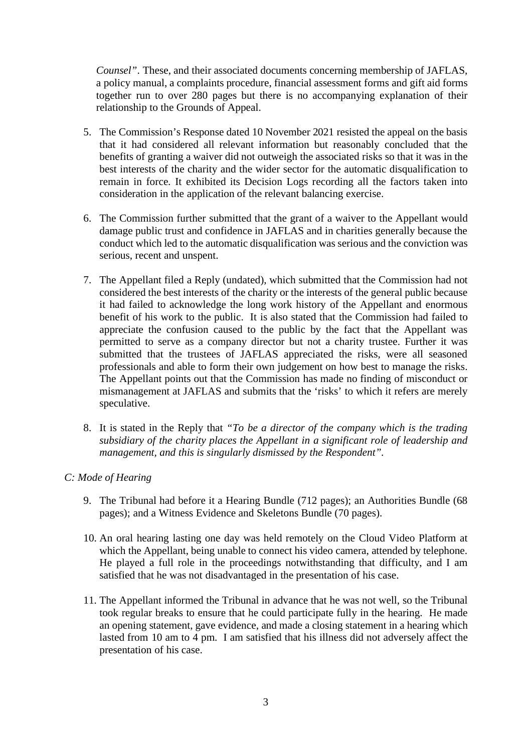*Counsel"*. These, and their associated documents concerning membership of JAFLAS, a policy manual, a complaints procedure, financial assessment forms and gift aid forms together run to over 280 pages but there is no accompanying explanation of their relationship to the Grounds of Appeal.

5. The Commission's Response dated 10 November 2021 resisted the appeal on the basis that it had considered all relevant information but reasonably concluded that the benefits of granting a waiver did not outweigh the associated risks so that it was in the best interests of the charity and the wider sector for the automatic disqualification to remain in force. It exhibited its Decision Logs recording all the factors taken into consideration in the application of the relevant balancing exercise.

6. The Commission further submitted that the grant of a waiver to the Appellant would damage public trust and confidence in JAFLAS and in charities generally because the conduct which led to the automatic disqualification was serious and the conviction was serious, recent and unspent.

7. The Appellant filed a Reply (undated), which submitted that the Commission had not considered the best interests of the charity or the interests of the general public because it had failed to acknowledge the long work history of the Appellant and enormous benefit of his work to the public. It is also stated that the Commission had failed to appreciate the confusion caused to the public by the fact that the Appellant was permitted to serve as a company director but not a charity trustee. Further it was submitted that the trustees of JAFLAS appreciated the risks, were all seasoned professionals and able to form their own judgement on how best to manage the risks. The Appellant points out that the Commission has made no finding of misconduct or mismanagement at JAFLAS and submits that the 'risks' to which it refers are merely speculative.

8. It is stated in the Reply that *"To be a director of the company which is the trading subsidiary of the charity places the Appellant in a significant role of leadership and management, and this is singularly dismissed by the Respondent"*.

*C: Mode of Hearing*

9. The Tribunal had before it a Hearing Bundle (712 pages); an Authorities Bundle (68 pages); and a Witness Evidence and Skeletons Bundle (70 pages).

10. An oral hearing lasting one day was held remotely on the Cloud Video Platform at which the Appellant, being unable to connect his video camera, attended by telephone. He played a full role in the proceedings notwithstanding that difficulty, and I am satisfied that he was not disadvantaged in the presentation of his case.

11. The Appellant informed the Tribunal in advance that he was not well, so the Tribunal took regular breaks to ensure that he could participate fully in the hearing. He made an opening statement, gave evidence, and made a closing statement in a hearing which lasted from 10 am to 4 pm. I am satisfied that his illness did not adversely affect the presentation of his case.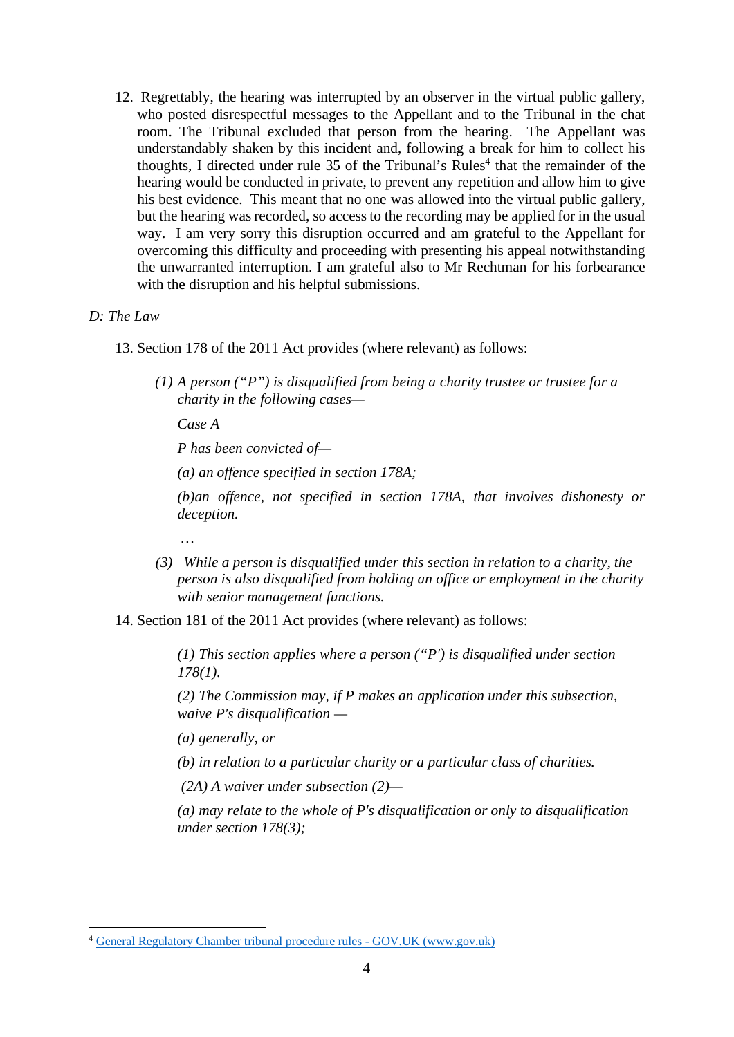12. Regrettably, the hearing was interrupted by an observer in the virtual public gallery, who posted disrespectful messages to the Appellant and to the Tribunal in the chat room. The Tribunal excluded that person from the hearing. The Appellant was understandably shaken by this incident and, following a break for him to collect his thoughts, I directed under rule 35 of the Tribunal's Rules[4] that the remainder of the hearing would be conducted in private, to prevent any repetition and allow him to give his best evidence. This meant that no one was allowed into the virtual public gallery, but the hearing was recorded, so access to the recording may be applied for in the usual way. I am very sorry this disruption occurred and am grateful to the Appellant for overcoming this difficulty and proceeding with presenting his appeal notwithstanding the unwarranted interruption. I am grateful also to Mr Rechtman for his forbearance with the disruption and his helpful submissions.

*D: The Law*

13. Section 178 of the 2011 Act provides (where relevant) as follows:

    *(1) A person ("P") is disqualified from being a charity trustee or trustee for a charity in the following cases—*

    *Case A*

    *P has been convicted of—*

    *(a) an offence specified in section 178A;*

    *(b)an offence, not specified in section 178A, that involves dishonesty or deception.*

    …

    *(3) While a person is disqualified under this section in relation to a charity, the person is also disqualified from holding an office or employment in the charity with senior management functions.*

14. Section 181 of the 2011 Act provides (where relevant) as follows:

    *(1) This section applies where a person ("P') is disqualified under section 178(1).*

    *(2) The Commission may, if P makes an application under this subsection, waive P's disqualification —*

    *(a) generally, or*

    *(b) in relation to a particular charity or a particular class of charities.*

    *(2A) A waiver under subsection (2)—*

    *(a) may relate to the whole of P's disqualification or only to disqualification under section 178(3);*

[4] General Regulatory Chamber tribunal procedure rules - GOV.UK (www.gov.uk)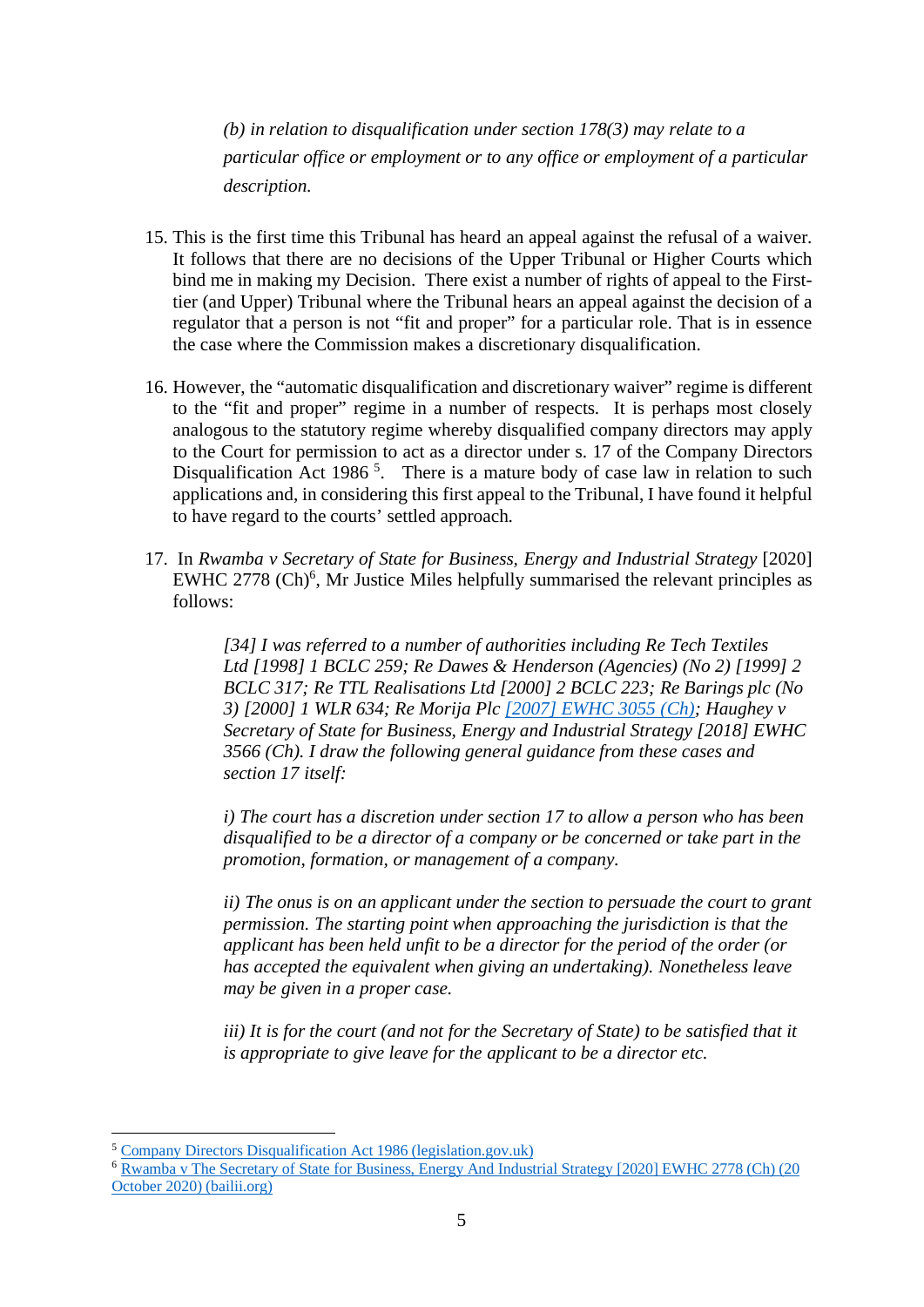*(b) in relation to disqualification under section 178(3) may relate to a particular office or employment or to any office or employment of a particular description.*

15. This is the first time this Tribunal has heard an appeal against the refusal of a waiver. It follows that there are no decisions of the Upper Tribunal or Higher Courts which bind me in making my Decision. There exist a number of rights of appeal to the First-tier (and Upper) Tribunal where the Tribunal hears an appeal against the decision of a regulator that a person is not "fit and proper" for a particular role. That is in essence the case where the Commission makes a discretionary disqualification.

16. However, the "automatic disqualification and discretionary waiver" regime is different to the "fit and proper" regime in a number of respects. It is perhaps most closely analogous to the statutory regime whereby disqualified company directors may apply to the Court for permission to act as a director under s. 17 of the Company Directors Disqualification Act 1986 [5]. There is a mature body of case law in relation to such applications and, in considering this first appeal to the Tribunal, I have found it helpful to have regard to the courts' settled approach.

17. In *Rwamba v Secretary of State for Business, Energy and Industrial Strategy* [2020] EWHC 2778 (Ch)[6], Mr Justice Miles helpfully summarised the relevant principles as follows:

> *[34] I was referred to a number of authorities including Re Tech Textiles Ltd [1998] 1 BCLC 259; Re Dawes & Henderson (Agencies) (No 2) [1999] 2 BCLC 317; Re TTL Realisations Ltd [2000] 2 BCLC 223; Re Barings plc (No 3) [2000] 1 WLR 634; Re Morija Plc [2007] EWHC 3055 (Ch); Haughey v Secretary of State for Business, Energy and Industrial Strategy [2018] EWHC 3566 (Ch). I draw the following general guidance from these cases and section 17 itself:*
>
> *i) The court has a discretion under section 17 to allow a person who has been disqualified to be a director of a company or be concerned or take part in the promotion, formation, or management of a company.*
>
> *ii) The onus is on an applicant under the section to persuade the court to grant permission. The starting point when approaching the jurisdiction is that the applicant has been held unfit to be a director for the period of the order (or has accepted the equivalent when giving an undertaking). Nonetheless leave may be given in a proper case.*
>
> *iii) It is for the court (and not for the Secretary of State) to be satisfied that it is appropriate to give leave for the applicant to be a director etc.*

---

[5] Company Directors Disqualification Act 1986 (legislation.gov.uk)

[6] Rwamba v The Secretary of State for Business, Energy And Industrial Strategy [2020] EWHC 2778 (Ch) (20 October 2020) (bailii.org)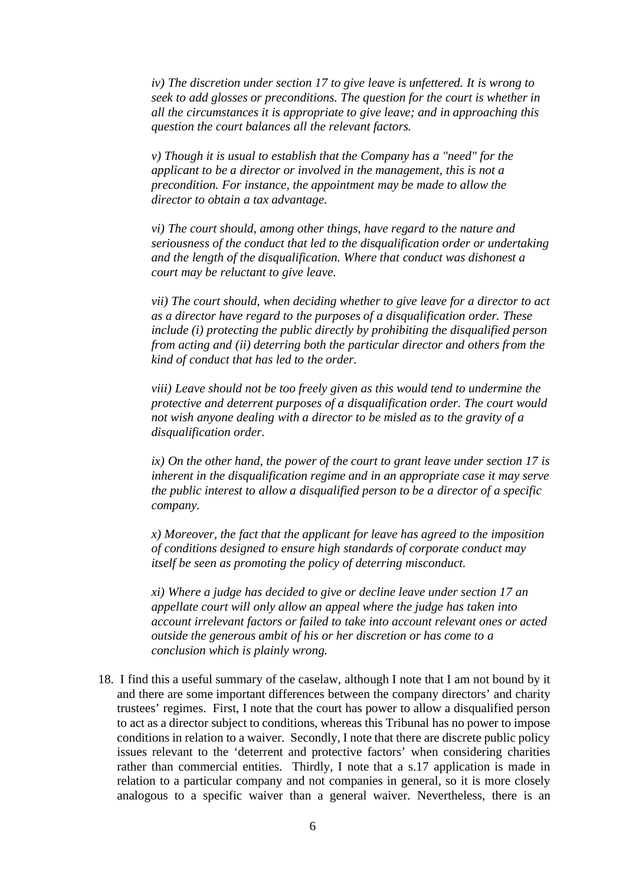*iv) The discretion under section 17 to give leave is unfettered. It is wrong to seek to add glosses or preconditions. The question for the court is whether in all the circumstances it is appropriate to give leave; and in approaching this question the court balances all the relevant factors.*

*v) Though it is usual to establish that the Company has a "need" for the applicant to be a director or involved in the management, this is not a precondition. For instance, the appointment may be made to allow the director to obtain a tax advantage.*

*vi) The court should, among other things, have regard to the nature and seriousness of the conduct that led to the disqualification order or undertaking and the length of the disqualification. Where that conduct was dishonest a court may be reluctant to give leave.*

*vii) The court should, when deciding whether to give leave for a director to act as a director have regard to the purposes of a disqualification order. These include (i) protecting the public directly by prohibiting the disqualified person from acting and (ii) deterring both the particular director and others from the kind of conduct that has led to the order.*

*viii) Leave should not be too freely given as this would tend to undermine the protective and deterrent purposes of a disqualification order. The court would not wish anyone dealing with a director to be misled as to the gravity of a disqualification order.*

*ix) On the other hand, the power of the court to grant leave under section 17 is inherent in the disqualification regime and in an appropriate case it may serve the public interest to allow a disqualified person to be a director of a specific company.*

*x) Moreover, the fact that the applicant for leave has agreed to the imposition of conditions designed to ensure high standards of corporate conduct may itself be seen as promoting the policy of deterring misconduct.*

*xi) Where a judge has decided to give or decline leave under section 17 an appellate court will only allow an appeal where the judge has taken into account irrelevant factors or failed to take into account relevant ones or acted outside the generous ambit of his or her discretion or has come to a conclusion which is plainly wrong.*

18. I find this a useful summary of the caselaw, although I note that I am not bound by it and there are some important differences between the company directors' and charity trustees' regimes. First, I note that the court has power to allow a disqualified person to act as a director subject to conditions, whereas this Tribunal has no power to impose conditions in relation to a waiver. Secondly, I note that there are discrete public policy issues relevant to the 'deterrent and protective factors' when considering charities rather than commercial entities. Thirdly, I note that a s.17 application is made in relation to a particular company and not companies in general, so it is more closely analogous to a specific waiver than a general waiver. Nevertheless, there is an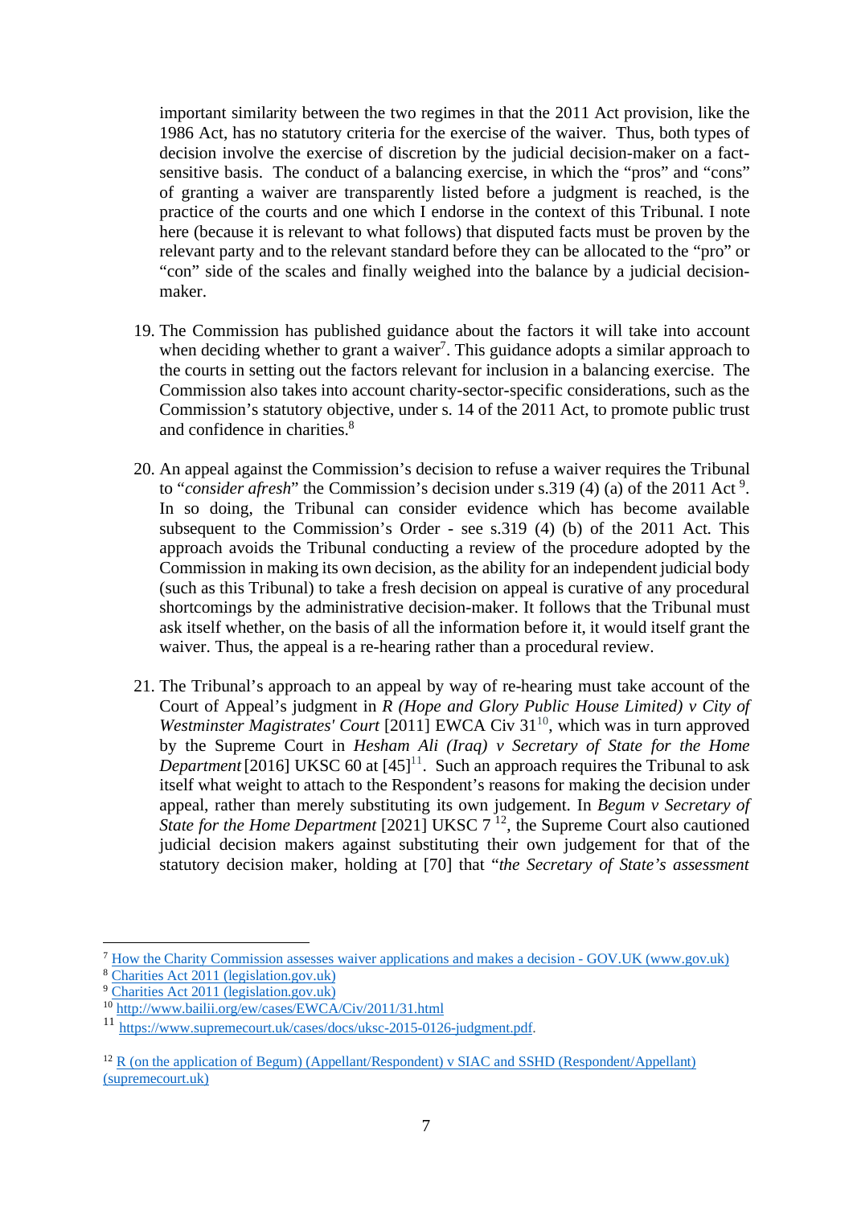important similarity between the two regimes in that the 2011 Act provision, like the 1986 Act, has no statutory criteria for the exercise of the waiver. Thus, both types of decision involve the exercise of discretion by the judicial decision-maker on a fact-sensitive basis. The conduct of a balancing exercise, in which the "pros" and "cons" of granting a waiver are transparently listed before a judgment is reached, is the practice of the courts and one which I endorse in the context of this Tribunal. I note here (because it is relevant to what follows) that disputed facts must be proven by the relevant party and to the relevant standard before they can be allocated to the "pro" or "con" side of the scales and finally weighed into the balance by a judicial decision-maker.

19. The Commission has published guidance about the factors it will take into account when deciding whether to grant a waiver[7]. This guidance adopts a similar approach to the courts in setting out the factors relevant for inclusion in a balancing exercise. The Commission also takes into account charity-sector-specific considerations, such as the Commission's statutory objective, under s. 14 of the 2011 Act, to promote public trust and confidence in charities.[8]

20. An appeal against the Commission's decision to refuse a waiver requires the Tribunal to "*consider afresh*" the Commission's decision under s.319 (4) (a) of the 2011 Act [9]. In so doing, the Tribunal can consider evidence which has become available subsequent to the Commission's Order - see s.319 (4) (b) of the 2011 Act. This approach avoids the Tribunal conducting a review of the procedure adopted by the Commission in making its own decision, as the ability for an independent judicial body (such as this Tribunal) to take a fresh decision on appeal is curative of any procedural shortcomings by the administrative decision-maker. It follows that the Tribunal must ask itself whether, on the basis of all the information before it, it would itself grant the waiver. Thus, the appeal is a re-hearing rather than a procedural review.

21. The Tribunal's approach to an appeal by way of re-hearing must take account of the Court of Appeal's judgment in *R (Hope and Glory Public House Limited) v City of Westminster Magistrates' Court* [2011] EWCA Civ 31[10], which was in turn approved by the Supreme Court in *Hesham Ali (Iraq) v Secretary of State for the Home Department* [2016] UKSC 60 at [45][11]. Such an approach requires the Tribunal to ask itself what weight to attach to the Respondent's reasons for making the decision under appeal, rather than merely substituting its own judgement. In *Begum v Secretary of State for the Home Department* [2021] UKSC 7 [12], the Supreme Court also cautioned judicial decision makers against substituting their own judgement for that of the statutory decision maker, holding at [70] that "*the Secretary of State's assessment*

---

[7] How the Charity Commission assesses waiver applications and makes a decision - GOV.UK (www.gov.uk)

[8] Charities Act 2011 (legislation.gov.uk)

[9] Charities Act 2011 (legislation.gov.uk)

[10] http://www.bailii.org/ew/cases/EWCA/Civ/2011/31.html

[11] https://www.supremecourt.uk/cases/docs/uksc-2015-0126-judgment.pdf.

[12] R (on the application of Begum) (Appellant/Respondent) v SIAC and SSHD (Respondent/Appellant) (supremecourt.uk)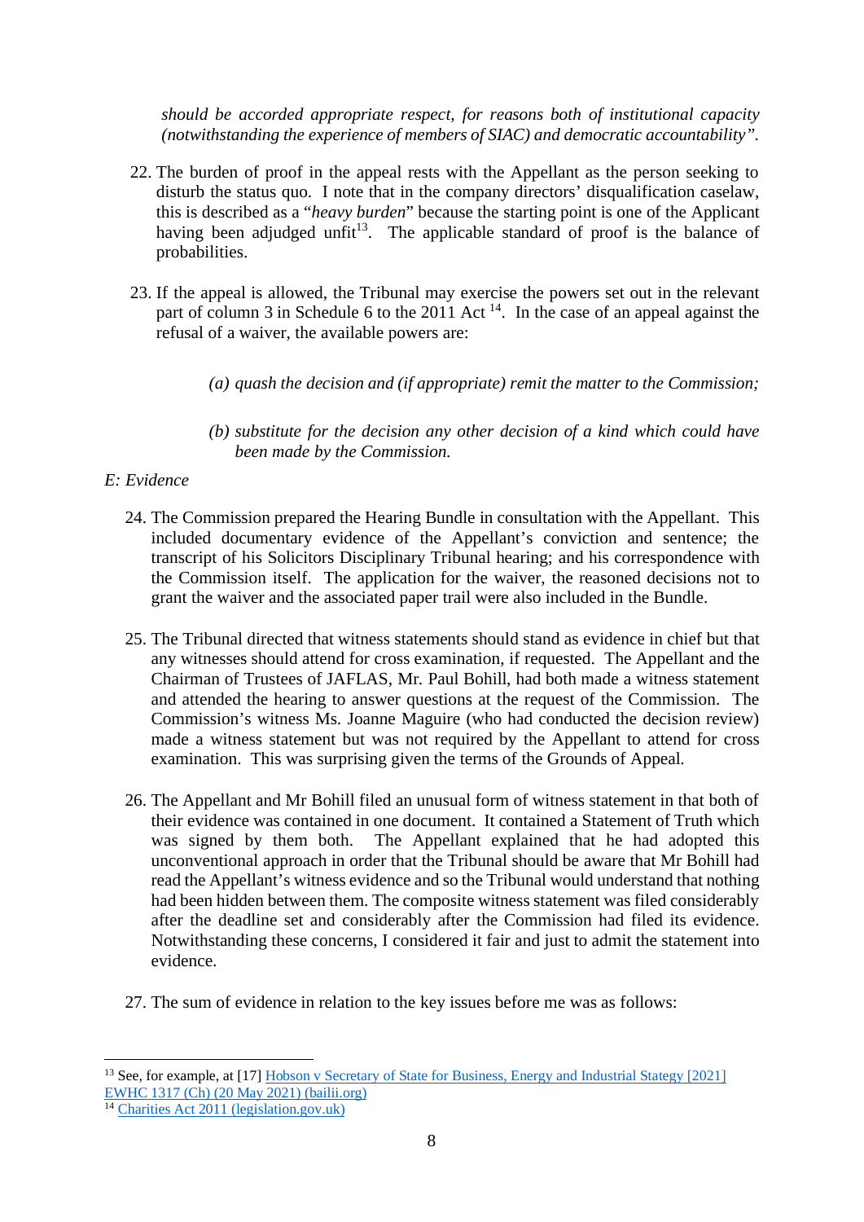*should be accorded appropriate respect, for reasons both of institutional capacity (notwithstanding the experience of members of SIAC) and democratic accountability".*

22. The burden of proof in the appeal rests with the Appellant as the person seeking to disturb the status quo. I note that in the company directors' disqualification caselaw, this is described as a "*heavy burden*" because the starting point is one of the Applicant having been adjudged unfit[13]. The applicable standard of proof is the balance of probabilities.

23. If the appeal is allowed, the Tribunal may exercise the powers set out in the relevant part of column 3 in Schedule 6 to the 2011 Act [14]. In the case of an appeal against the refusal of a waiver, the available powers are:

    *(a) quash the decision and (if appropriate) remit the matter to the Commission;*

    *(b) substitute for the decision any other decision of a kind which could have been made by the Commission.*

*E: Evidence*

24. The Commission prepared the Hearing Bundle in consultation with the Appellant. This included documentary evidence of the Appellant's conviction and sentence; the transcript of his Solicitors Disciplinary Tribunal hearing; and his correspondence with the Commission itself. The application for the waiver, the reasoned decisions not to grant the waiver and the associated paper trail were also included in the Bundle.

25. The Tribunal directed that witness statements should stand as evidence in chief but that any witnesses should attend for cross examination, if requested. The Appellant and the Chairman of Trustees of JAFLAS, Mr. Paul Bohill, had both made a witness statement and attended the hearing to answer questions at the request of the Commission. The Commission's witness Ms. Joanne Maguire (who had conducted the decision review) made a witness statement but was not required by the Appellant to attend for cross examination. This was surprising given the terms of the Grounds of Appeal.

26. The Appellant and Mr Bohill filed an unusual form of witness statement in that both of their evidence was contained in one document. It contained a Statement of Truth which was signed by them both. The Appellant explained that he had adopted this unconventional approach in order that the Tribunal should be aware that Mr Bohill had read the Appellant's witness evidence and so the Tribunal would understand that nothing had been hidden between them. The composite witness statement was filed considerably after the deadline set and considerably after the Commission had filed its evidence. Notwithstanding these concerns, I considered it fair and just to admit the statement into evidence.

27. The sum of evidence in relation to the key issues before me was as follows:

---

[13] See, for example, at [17] Hobson v Secretary of State for Business, Energy and Industrial Stategy [2021] EWHC 1317 (Ch) (20 May 2021) (bailii.org)

[14] Charities Act 2011 (legislation.gov.uk)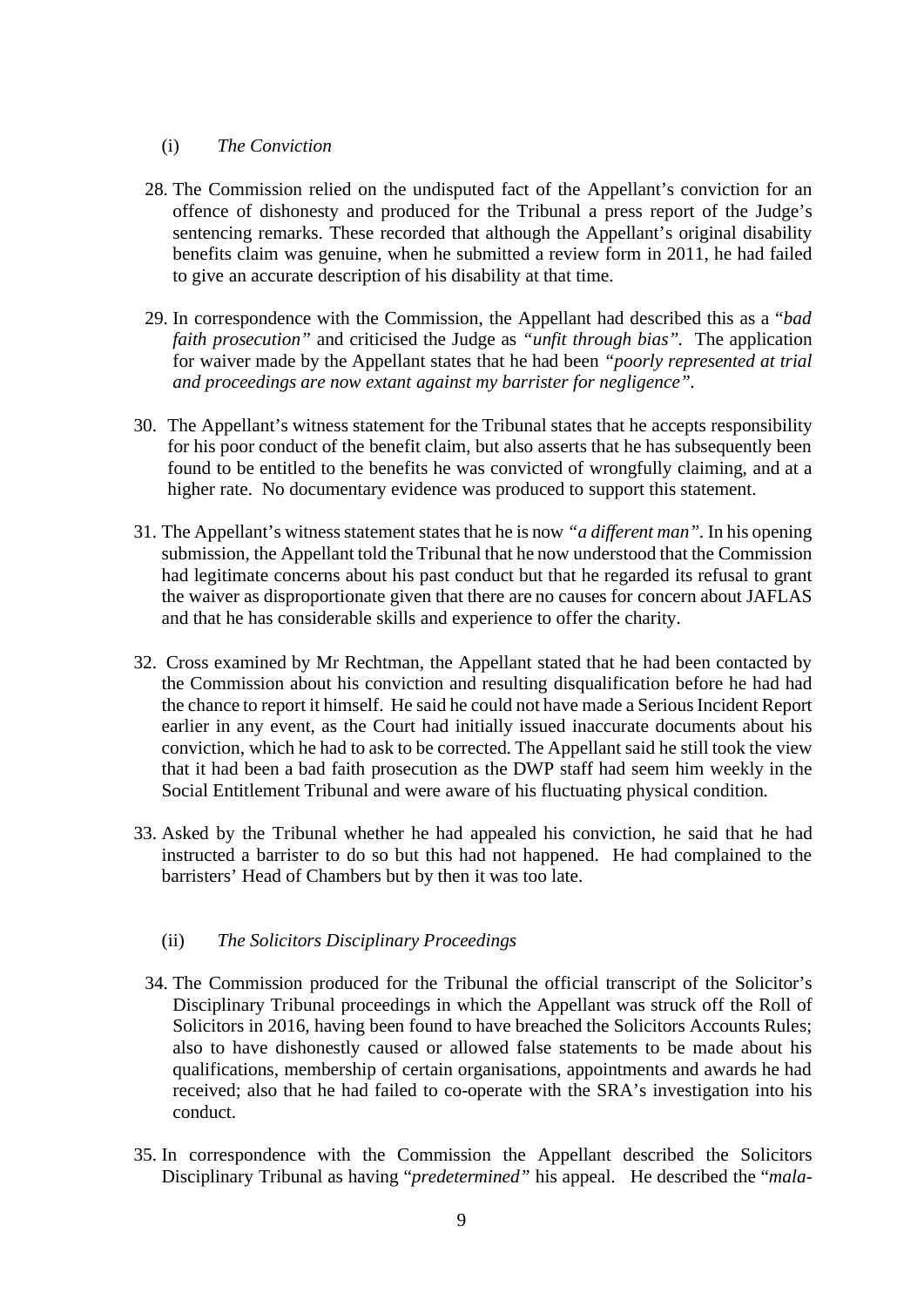(i) *The Conviction*

28. The Commission relied on the undisputed fact of the Appellant's conviction for an offence of dishonesty and produced for the Tribunal a press report of the Judge's sentencing remarks. These recorded that although the Appellant's original disability benefits claim was genuine, when he submitted a review form in 2011, he had failed to give an accurate description of his disability at that time.

29. In correspondence with the Commission, the Appellant had described this as a "*bad faith prosecution*" and criticised the Judge as *"unfit through bias"*. The application for waiver made by the Appellant states that he had been *"poorly represented at trial and proceedings are now extant against my barrister for negligence"*.

30. The Appellant's witness statement for the Tribunal states that he accepts responsibility for his poor conduct of the benefit claim, but also asserts that he has subsequently been found to be entitled to the benefits he was convicted of wrongfully claiming, and at a higher rate. No documentary evidence was produced to support this statement.

31. The Appellant's witness statement states that he is now *"a different man"*. In his opening submission, the Appellant told the Tribunal that he now understood that the Commission had legitimate concerns about his past conduct but that he regarded its refusal to grant the waiver as disproportionate given that there are no causes for concern about JAFLAS and that he has considerable skills and experience to offer the charity.

32. Cross examined by Mr Rechtman, the Appellant stated that he had been contacted by the Commission about his conviction and resulting disqualification before he had had the chance to report it himself. He said he could not have made a Serious Incident Report earlier in any event, as the Court had initially issued inaccurate documents about his conviction, which he had to ask to be corrected. The Appellant said he still took the view that it had been a bad faith prosecution as the DWP staff had seem him weekly in the Social Entitlement Tribunal and were aware of his fluctuating physical condition.

33. Asked by the Tribunal whether he had appealed his conviction, he said that he had instructed a barrister to do so but this had not happened. He had complained to the barristers' Head of Chambers but by then it was too late.

(ii) *The Solicitors Disciplinary Proceedings*

34. The Commission produced for the Tribunal the official transcript of the Solicitor's Disciplinary Tribunal proceedings in which the Appellant was struck off the Roll of Solicitors in 2016, having been found to have breached the Solicitors Accounts Rules; also to have dishonestly caused or allowed false statements to be made about his qualifications, membership of certain organisations, appointments and awards he had received; also that he had failed to co-operate with the SRA's investigation into his conduct.

35. In correspondence with the Commission the Appellant described the Solicitors Disciplinary Tribunal as having "*predetermined"* his appeal. He described the "*mala-*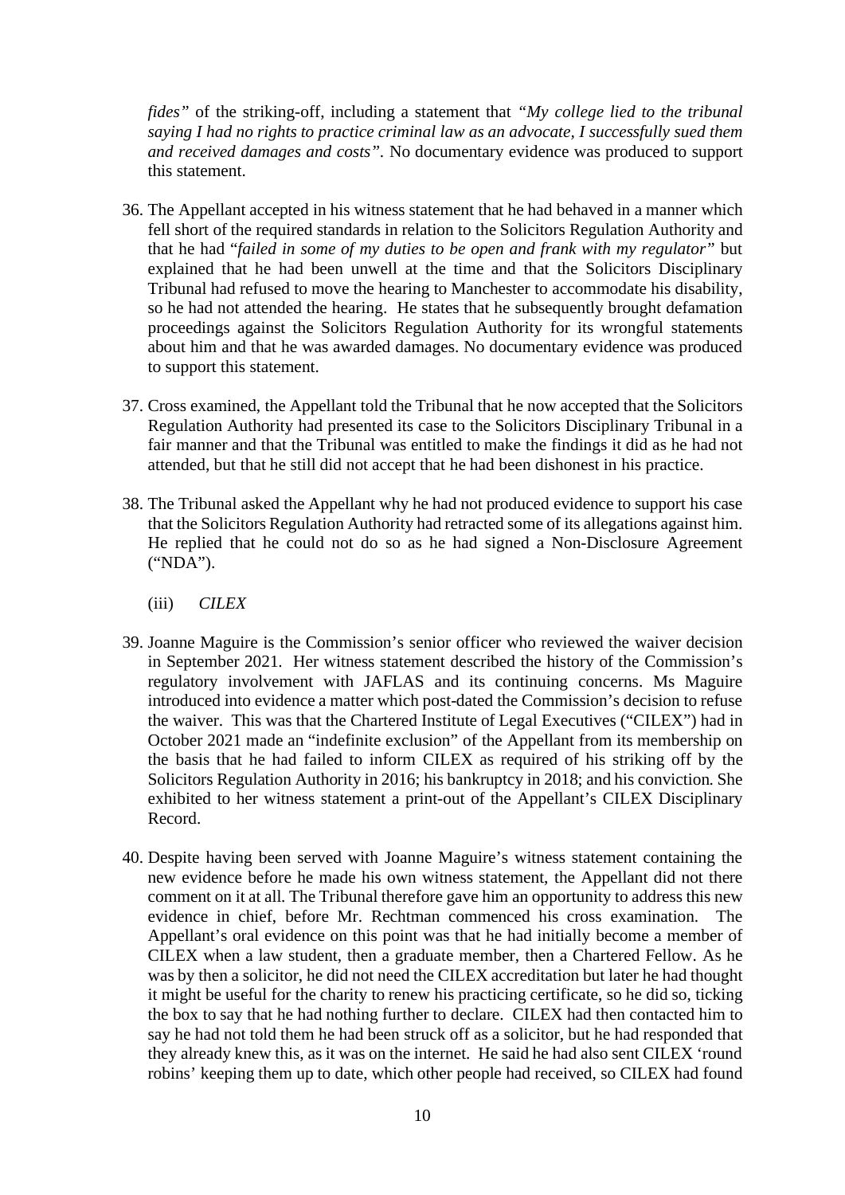*fides"* of the striking-off, including a statement that *"My college lied to the tribunal saying I had no rights to practice criminal law as an advocate, I successfully sued them and received damages and costs"*. No documentary evidence was produced to support this statement.

36. The Appellant accepted in his witness statement that he had behaved in a manner which fell short of the required standards in relation to the Solicitors Regulation Authority and that he had "*failed in some of my duties to be open and frank with my regulator"* but explained that he had been unwell at the time and that the Solicitors Disciplinary Tribunal had refused to move the hearing to Manchester to accommodate his disability, so he had not attended the hearing. He states that he subsequently brought defamation proceedings against the Solicitors Regulation Authority for its wrongful statements about him and that he was awarded damages. No documentary evidence was produced to support this statement.

37. Cross examined, the Appellant told the Tribunal that he now accepted that the Solicitors Regulation Authority had presented its case to the Solicitors Disciplinary Tribunal in a fair manner and that the Tribunal was entitled to make the findings it did as he had not attended, but that he still did not accept that he had been dishonest in his practice.

38. The Tribunal asked the Appellant why he had not produced evidence to support his case that the Solicitors Regulation Authority had retracted some of its allegations against him. He replied that he could not do so as he had signed a Non-Disclosure Agreement ("NDA").

(iii) *CILEX*

39. Joanne Maguire is the Commission's senior officer who reviewed the waiver decision in September 2021. Her witness statement described the history of the Commission's regulatory involvement with JAFLAS and its continuing concerns. Ms Maguire introduced into evidence a matter which post-dated the Commission's decision to refuse the waiver. This was that the Chartered Institute of Legal Executives ("CILEX") had in October 2021 made an "indefinite exclusion" of the Appellant from its membership on the basis that he had failed to inform CILEX as required of his striking off by the Solicitors Regulation Authority in 2016; his bankruptcy in 2018; and his conviction. She exhibited to her witness statement a print-out of the Appellant's CILEX Disciplinary Record.

40. Despite having been served with Joanne Maguire's witness statement containing the new evidence before he made his own witness statement, the Appellant did not there comment on it at all. The Tribunal therefore gave him an opportunity to address this new evidence in chief, before Mr. Rechtman commenced his cross examination. The Appellant's oral evidence on this point was that he had initially become a member of CILEX when a law student, then a graduate member, then a Chartered Fellow. As he was by then a solicitor, he did not need the CILEX accreditation but later he had thought it might be useful for the charity to renew his practicing certificate, so he did so, ticking the box to say that he had nothing further to declare. CILEX had then contacted him to say he had not told them he had been struck off as a solicitor, but he had responded that they already knew this, as it was on the internet. He said he had also sent CILEX 'round robins' keeping them up to date, which other people had received, so CILEX had found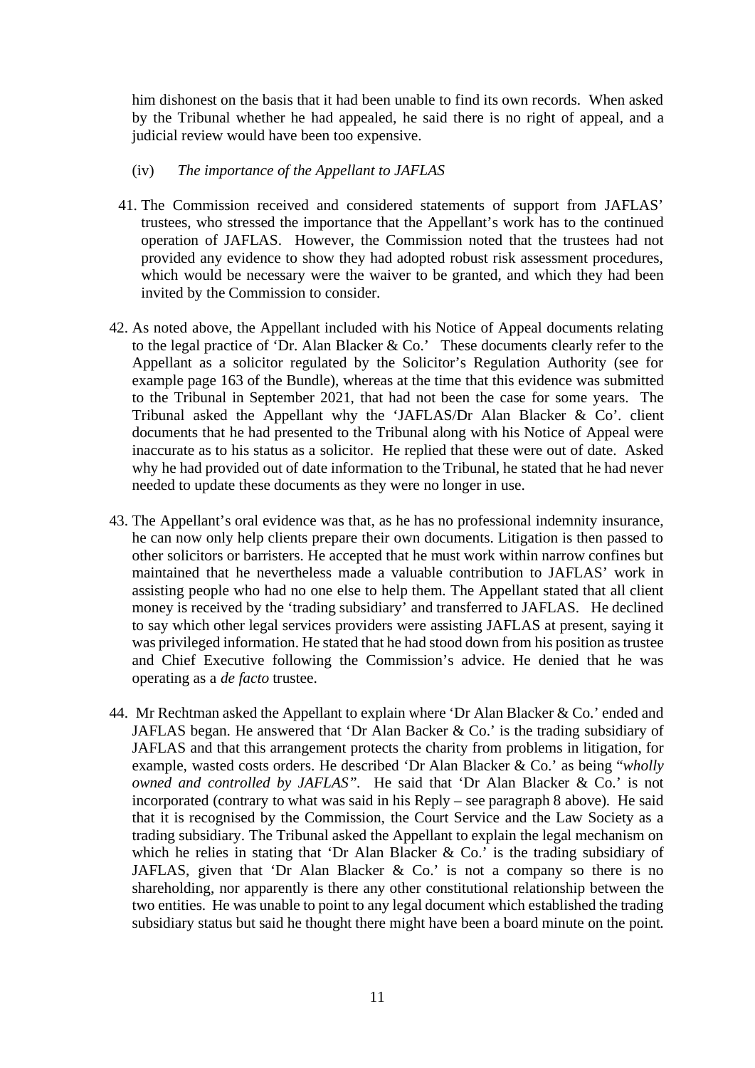him dishonest on the basis that it had been unable to find its own records. When asked by the Tribunal whether he had appealed, he said there is no right of appeal, and a judicial review would have been too expensive.

(iv) *The importance of the Appellant to JAFLAS*

41. The Commission received and considered statements of support from JAFLAS' trustees, who stressed the importance that the Appellant's work has to the continued operation of JAFLAS. However, the Commission noted that the trustees had not provided any evidence to show they had adopted robust risk assessment procedures, which would be necessary were the waiver to be granted, and which they had been invited by the Commission to consider.

42. As noted above, the Appellant included with his Notice of Appeal documents relating to the legal practice of 'Dr. Alan Blacker & Co.' These documents clearly refer to the Appellant as a solicitor regulated by the Solicitor's Regulation Authority (see for example page 163 of the Bundle), whereas at the time that this evidence was submitted to the Tribunal in September 2021, that had not been the case for some years. The Tribunal asked the Appellant why the 'JAFLAS/Dr Alan Blacker & Co'. client documents that he had presented to the Tribunal along with his Notice of Appeal were inaccurate as to his status as a solicitor. He replied that these were out of date. Asked why he had provided out of date information to the Tribunal, he stated that he had never needed to update these documents as they were no longer in use.

43. The Appellant's oral evidence was that, as he has no professional indemnity insurance, he can now only help clients prepare their own documents. Litigation is then passed to other solicitors or barristers. He accepted that he must work within narrow confines but maintained that he nevertheless made a valuable contribution to JAFLAS' work in assisting people who had no one else to help them. The Appellant stated that all client money is received by the 'trading subsidiary' and transferred to JAFLAS. He declined to say which other legal services providers were assisting JAFLAS at present, saying it was privileged information. He stated that he had stood down from his position as trustee and Chief Executive following the Commission's advice. He denied that he was operating as a *de facto* trustee.

44. Mr Rechtman asked the Appellant to explain where 'Dr Alan Blacker & Co.' ended and JAFLAS began. He answered that 'Dr Alan Backer & Co.' is the trading subsidiary of JAFLAS and that this arrangement protects the charity from problems in litigation, for example, wasted costs orders. He described 'Dr Alan Blacker & Co.' as being "*wholly owned and controlled by JAFLAS"*. He said that 'Dr Alan Blacker & Co.' is not incorporated (contrary to what was said in his Reply – see paragraph 8 above). He said that it is recognised by the Commission, the Court Service and the Law Society as a trading subsidiary. The Tribunal asked the Appellant to explain the legal mechanism on which he relies in stating that 'Dr Alan Blacker & Co.' is the trading subsidiary of JAFLAS, given that 'Dr Alan Blacker & Co.' is not a company so there is no shareholding, nor apparently is there any other constitutional relationship between the two entities. He was unable to point to any legal document which established the trading subsidiary status but said he thought there might have been a board minute on the point.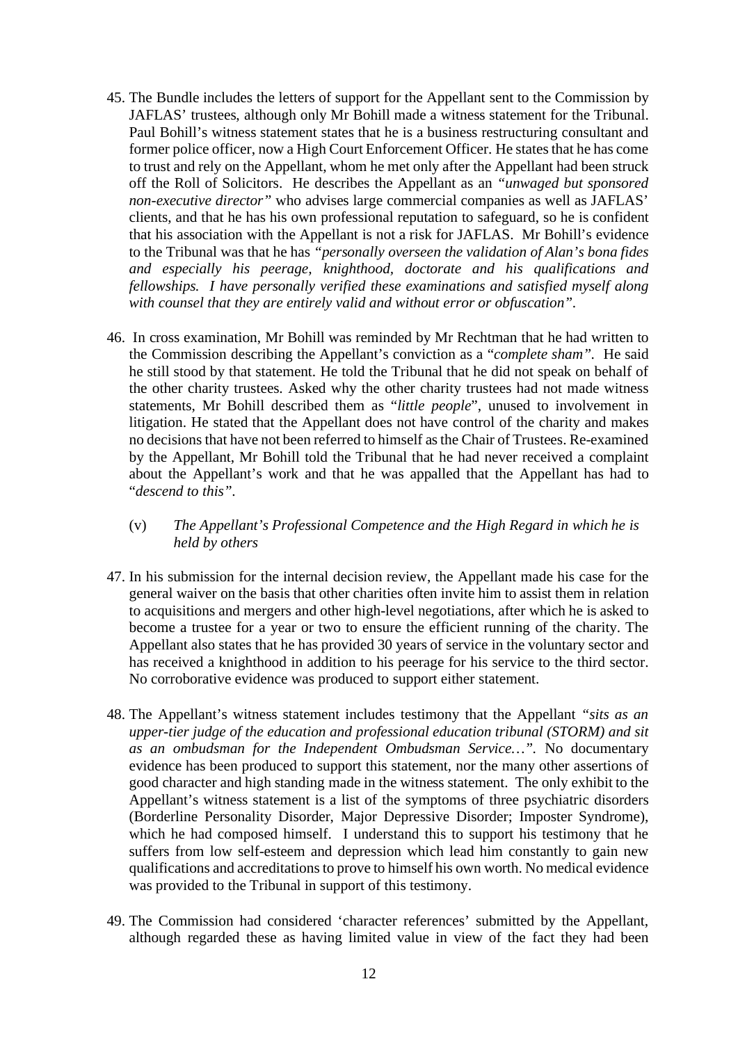45. The Bundle includes the letters of support for the Appellant sent to the Commission by JAFLAS' trustees, although only Mr Bohill made a witness statement for the Tribunal. Paul Bohill's witness statement states that he is a business restructuring consultant and former police officer, now a High Court Enforcement Officer. He states that he has come to trust and rely on the Appellant, whom he met only after the Appellant had been struck off the Roll of Solicitors. He describes the Appellant as an *"unwaged but sponsored non-executive director"* who advises large commercial companies as well as JAFLAS' clients, and that he has his own professional reputation to safeguard, so he is confident that his association with the Appellant is not a risk for JAFLAS. Mr Bohill's evidence to the Tribunal was that he has *"personally overseen the validation of Alan's bona fides and especially his peerage, knighthood, doctorate and his qualifications and fellowships. I have personally verified these examinations and satisfied myself along with counsel that they are entirely valid and without error or obfuscation"*.

46. In cross examination, Mr Bohill was reminded by Mr Rechtman that he had written to the Commission describing the Appellant's conviction as a "*complete sham"*. He said he still stood by that statement. He told the Tribunal that he did not speak on behalf of the other charity trustees. Asked why the other charity trustees had not made witness statements, Mr Bohill described them as "*little people*", unused to involvement in litigation. He stated that the Appellant does not have control of the charity and makes no decisions that have not been referred to himself as the Chair of Trustees. Re-examined by the Appellant, Mr Bohill told the Tribunal that he had never received a complaint about the Appellant's work and that he was appalled that the Appellant has had to "*descend to this"*.

(v) *The Appellant's Professional Competence and the High Regard in which he is held by others*

47. In his submission for the internal decision review, the Appellant made his case for the general waiver on the basis that other charities often invite him to assist them in relation to acquisitions and mergers and other high-level negotiations, after which he is asked to become a trustee for a year or two to ensure the efficient running of the charity. The Appellant also states that he has provided 30 years of service in the voluntary sector and has received a knighthood in addition to his peerage for his service to the third sector. No corroborative evidence was produced to support either statement.

48. The Appellant's witness statement includes testimony that the Appellant *"sits as an upper-tier judge of the education and professional education tribunal (STORM) and sit as an ombudsman for the Independent Ombudsman Service…"*. No documentary evidence has been produced to support this statement, nor the many other assertions of good character and high standing made in the witness statement. The only exhibit to the Appellant's witness statement is a list of the symptoms of three psychiatric disorders (Borderline Personality Disorder, Major Depressive Disorder; Imposter Syndrome), which he had composed himself. I understand this to support his testimony that he suffers from low self-esteem and depression which lead him constantly to gain new qualifications and accreditations to prove to himself his own worth. No medical evidence was provided to the Tribunal in support of this testimony.

49. The Commission had considered 'character references' submitted by the Appellant, although regarded these as having limited value in view of the fact they had been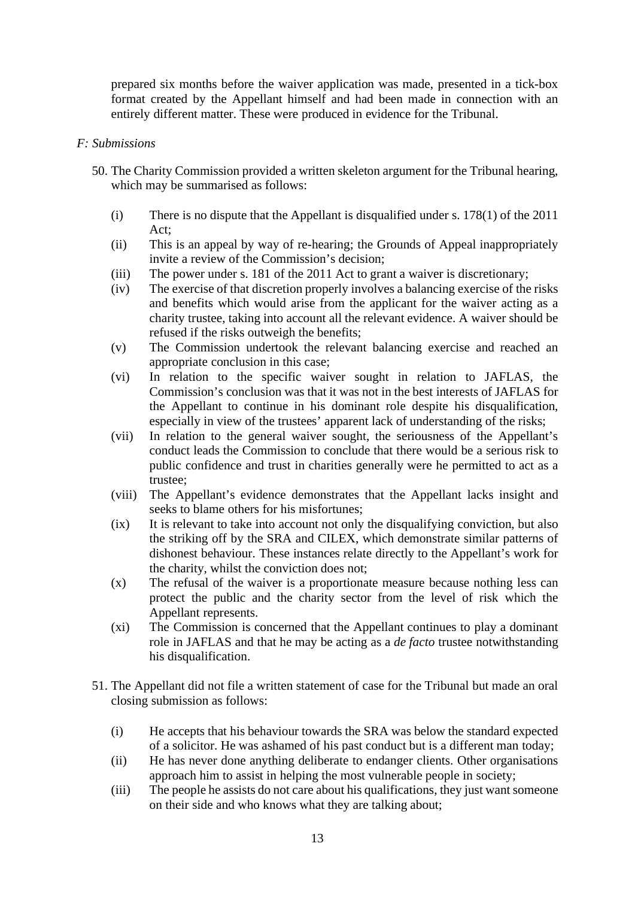prepared six months before the waiver application was made, presented in a tick-box format created by the Appellant himself and had been made in connection with an entirely different matter. These were produced in evidence for the Tribunal.

*F: Submissions*

50. The Charity Commission provided a written skeleton argument for the Tribunal hearing, which may be summarised as follows:

    (i) There is no dispute that the Appellant is disqualified under s. 178(1) of the 2011 Act;
    (ii) This is an appeal by way of re-hearing; the Grounds of Appeal inappropriately invite a review of the Commission's decision;
    (iii) The power under s. 181 of the 2011 Act to grant a waiver is discretionary;
    (iv) The exercise of that discretion properly involves a balancing exercise of the risks and benefits which would arise from the applicant for the waiver acting as a charity trustee, taking into account all the relevant evidence. A waiver should be refused if the risks outweigh the benefits;
    (v) The Commission undertook the relevant balancing exercise and reached an appropriate conclusion in this case;
    (vi) In relation to the specific waiver sought in relation to JAFLAS, the Commission's conclusion was that it was not in the best interests of JAFLAS for the Appellant to continue in his dominant role despite his disqualification, especially in view of the trustees' apparent lack of understanding of the risks;
    (vii) In relation to the general waiver sought, the seriousness of the Appellant's conduct leads the Commission to conclude that there would be a serious risk to public confidence and trust in charities generally were he permitted to act as a trustee;
    (viii) The Appellant's evidence demonstrates that the Appellant lacks insight and seeks to blame others for his misfortunes;
    (ix) It is relevant to take into account not only the disqualifying conviction, but also the striking off by the SRA and CILEX, which demonstrate similar patterns of dishonest behaviour. These instances relate directly to the Appellant's work for the charity, whilst the conviction does not;
    (x) The refusal of the waiver is a proportionate measure because nothing less can protect the public and the charity sector from the level of risk which the Appellant represents.
    (xi) The Commission is concerned that the Appellant continues to play a dominant role in JAFLAS and that he may be acting as a *de facto* trustee notwithstanding his disqualification.

51. The Appellant did not file a written statement of case for the Tribunal but made an oral closing submission as follows:

    (i) He accepts that his behaviour towards the SRA was below the standard expected of a solicitor. He was ashamed of his past conduct but is a different man today;
    (ii) He has never done anything deliberate to endanger clients. Other organisations approach him to assist in helping the most vulnerable people in society;
    (iii) The people he assists do not care about his qualifications, they just want someone on their side and who knows what they are talking about;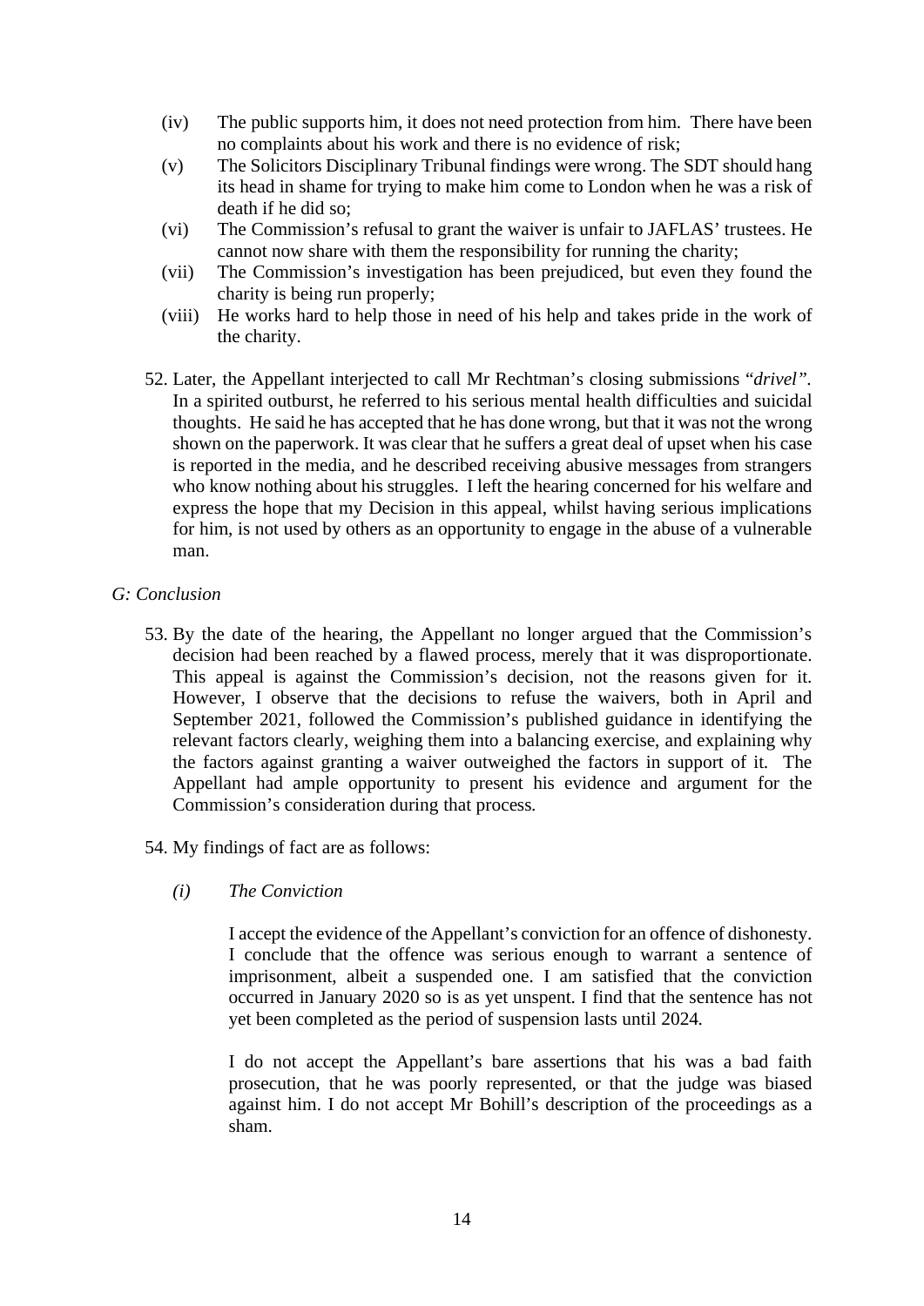(iv) The public supports him, it does not need protection from him. There have been no complaints about his work and there is no evidence of risk;

(v) The Solicitors Disciplinary Tribunal findings were wrong. The SDT should hang its head in shame for trying to make him come to London when he was a risk of death if he did so;

(vi) The Commission's refusal to grant the waiver is unfair to JAFLAS' trustees. He cannot now share with them the responsibility for running the charity;

(vii) The Commission's investigation has been prejudiced, but even they found the charity is being run properly;

(viii) He works hard to help those in need of his help and takes pride in the work of the charity.

52. Later, the Appellant interjected to call Mr Rechtman's closing submissions "*drivel*". In a spirited outburst, he referred to his serious mental health difficulties and suicidal thoughts. He said he has accepted that he has done wrong, but that it was not the wrong shown on the paperwork. It was clear that he suffers a great deal of upset when his case is reported in the media, and he described receiving abusive messages from strangers who know nothing about his struggles. I left the hearing concerned for his welfare and express the hope that my Decision in this appeal, whilst having serious implications for him, is not used by others as an opportunity to engage in the abuse of a vulnerable man.

*G: Conclusion*

53. By the date of the hearing, the Appellant no longer argued that the Commission's decision had been reached by a flawed process, merely that it was disproportionate. This appeal is against the Commission's decision, not the reasons given for it. However, I observe that the decisions to refuse the waivers, both in April and September 2021, followed the Commission's published guidance in identifying the relevant factors clearly, weighing them into a balancing exercise, and explaining why the factors against granting a waiver outweighed the factors in support of it. The Appellant had ample opportunity to present his evidence and argument for the Commission's consideration during that process.

54. My findings of fact are as follows:

*(i) The Conviction*

I accept the evidence of the Appellant's conviction for an offence of dishonesty. I conclude that the offence was serious enough to warrant a sentence of imprisonment, albeit a suspended one. I am satisfied that the conviction occurred in January 2020 so is as yet unspent. I find that the sentence has not yet been completed as the period of suspension lasts until 2024.

I do not accept the Appellant's bare assertions that his was a bad faith prosecution, that he was poorly represented, or that the judge was biased against him. I do not accept Mr Bohill's description of the proceedings as a sham.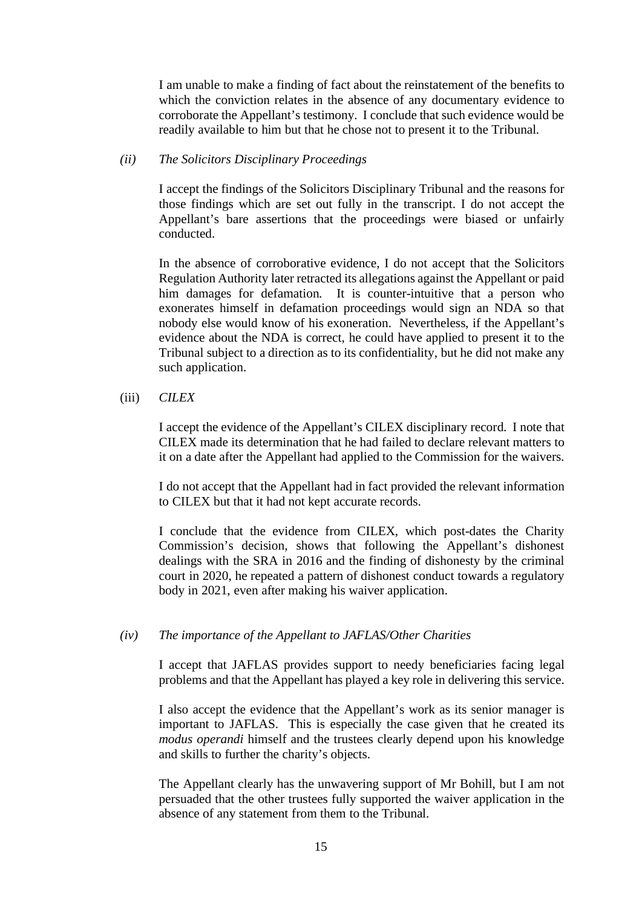I am unable to make a finding of fact about the reinstatement of the benefits to which the conviction relates in the absence of any documentary evidence to corroborate the Appellant's testimony. I conclude that such evidence would be readily available to him but that he chose not to present it to the Tribunal.

*(ii) The Solicitors Disciplinary Proceedings*

I accept the findings of the Solicitors Disciplinary Tribunal and the reasons for those findings which are set out fully in the transcript. I do not accept the Appellant's bare assertions that the proceedings were biased or unfairly conducted.

In the absence of corroborative evidence, I do not accept that the Solicitors Regulation Authority later retracted its allegations against the Appellant or paid him damages for defamation. It is counter-intuitive that a person who exonerates himself in defamation proceedings would sign an NDA so that nobody else would know of his exoneration. Nevertheless, if the Appellant's evidence about the NDA is correct, he could have applied to present it to the Tribunal subject to a direction as to its confidentiality, but he did not make any such application.

(iii) *CILEX*

I accept the evidence of the Appellant's CILEX disciplinary record. I note that CILEX made its determination that he had failed to declare relevant matters to it on a date after the Appellant had applied to the Commission for the waivers.

I do not accept that the Appellant had in fact provided the relevant information to CILEX but that it had not kept accurate records.

I conclude that the evidence from CILEX, which post-dates the Charity Commission's decision, shows that following the Appellant's dishonest dealings with the SRA in 2016 and the finding of dishonesty by the criminal court in 2020, he repeated a pattern of dishonest conduct towards a regulatory body in 2021, even after making his waiver application.

*(iv) The importance of the Appellant to JAFLAS/Other Charities*

I accept that JAFLAS provides support to needy beneficiaries facing legal problems and that the Appellant has played a key role in delivering this service.

I also accept the evidence that the Appellant's work as its senior manager is important to JAFLAS. This is especially the case given that he created its *modus operandi* himself and the trustees clearly depend upon his knowledge and skills to further the charity's objects.

The Appellant clearly has the unwavering support of Mr Bohill, but I am not persuaded that the other trustees fully supported the waiver application in the absence of any statement from them to the Tribunal.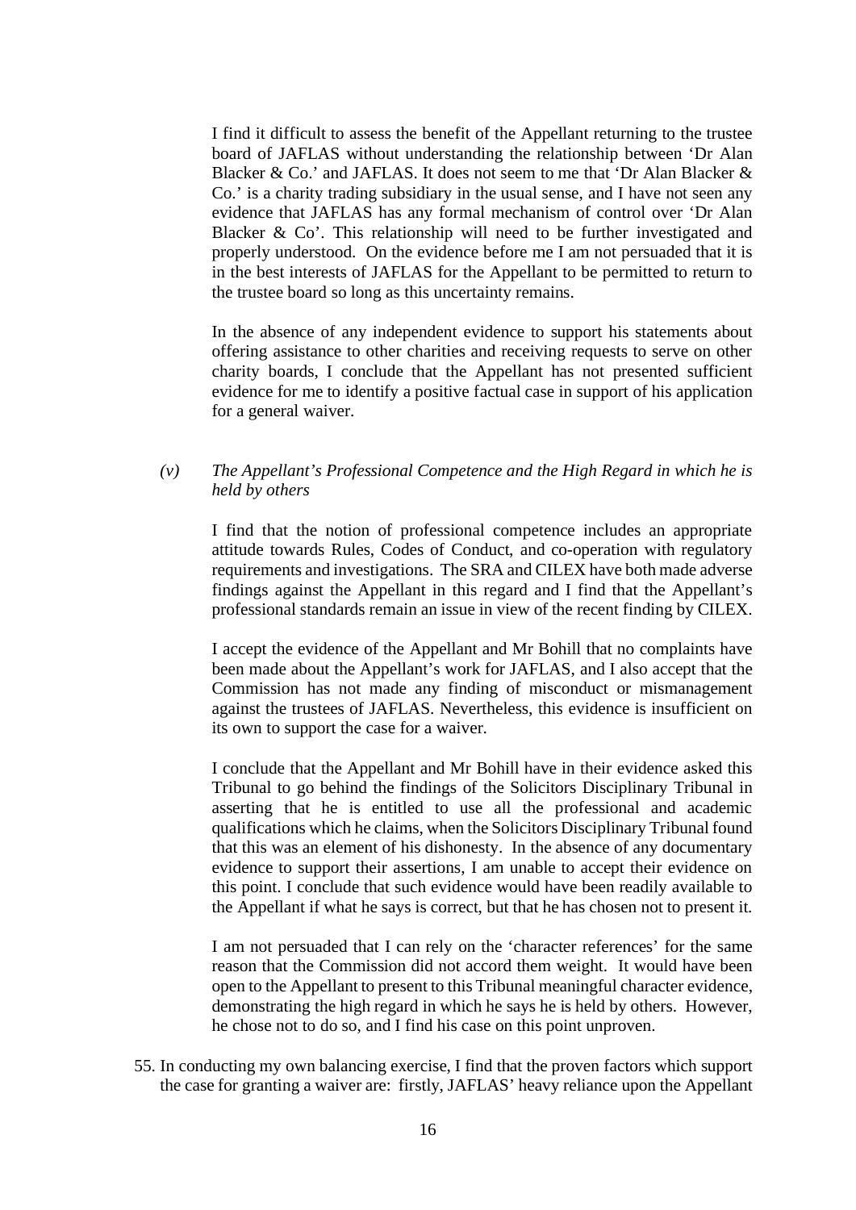I find it difficult to assess the benefit of the Appellant returning to the trustee board of JAFLAS without understanding the relationship between 'Dr Alan Blacker & Co.' and JAFLAS. It does not seem to me that 'Dr Alan Blacker & Co.' is a charity trading subsidiary in the usual sense, and I have not seen any evidence that JAFLAS has any formal mechanism of control over 'Dr Alan Blacker & Co'. This relationship will need to be further investigated and properly understood. On the evidence before me I am not persuaded that it is in the best interests of JAFLAS for the Appellant to be permitted to return to the trustee board so long as this uncertainty remains.

In the absence of any independent evidence to support his statements about offering assistance to other charities and receiving requests to serve on other charity boards, I conclude that the Appellant has not presented sufficient evidence for me to identify a positive factual case in support of his application for a general waiver.

*(v) The Appellant's Professional Competence and the High Regard in which he is held by others*

I find that the notion of professional competence includes an appropriate attitude towards Rules, Codes of Conduct, and co-operation with regulatory requirements and investigations. The SRA and CILEX have both made adverse findings against the Appellant in this regard and I find that the Appellant's professional standards remain an issue in view of the recent finding by CILEX.

I accept the evidence of the Appellant and Mr Bohill that no complaints have been made about the Appellant's work for JAFLAS, and I also accept that the Commission has not made any finding of misconduct or mismanagement against the trustees of JAFLAS. Nevertheless, this evidence is insufficient on its own to support the case for a waiver.

I conclude that the Appellant and Mr Bohill have in their evidence asked this Tribunal to go behind the findings of the Solicitors Disciplinary Tribunal in asserting that he is entitled to use all the professional and academic qualifications which he claims, when the Solicitors Disciplinary Tribunal found that this was an element of his dishonesty. In the absence of any documentary evidence to support their assertions, I am unable to accept their evidence on this point. I conclude that such evidence would have been readily available to the Appellant if what he says is correct, but that he has chosen not to present it.

I am not persuaded that I can rely on the 'character references' for the same reason that the Commission did not accord them weight. It would have been open to the Appellant to present to this Tribunal meaningful character evidence, demonstrating the high regard in which he says he is held by others. However, he chose not to do so, and I find his case on this point unproven.

55. In conducting my own balancing exercise, I find that the proven factors which support the case for granting a waiver are: firstly, JAFLAS' heavy reliance upon the Appellant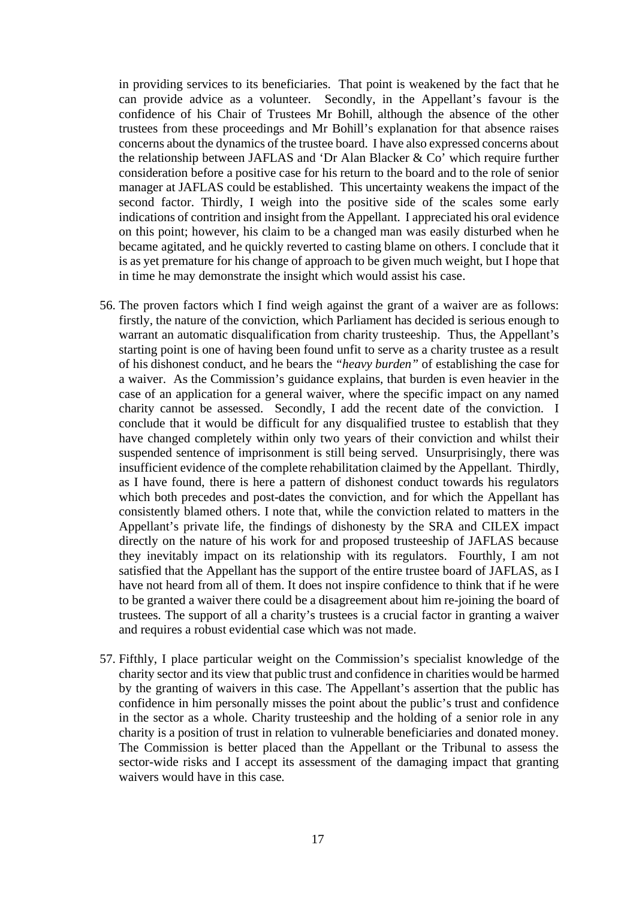in providing services to its beneficiaries. That point is weakened by the fact that he can provide advice as a volunteer. Secondly, in the Appellant's favour is the confidence of his Chair of Trustees Mr Bohill, although the absence of the other trustees from these proceedings and Mr Bohill's explanation for that absence raises concerns about the dynamics of the trustee board. I have also expressed concerns about the relationship between JAFLAS and 'Dr Alan Blacker & Co' which require further consideration before a positive case for his return to the board and to the role of senior manager at JAFLAS could be established. This uncertainty weakens the impact of the second factor. Thirdly, I weigh into the positive side of the scales some early indications of contrition and insight from the Appellant. I appreciated his oral evidence on this point; however, his claim to be a changed man was easily disturbed when he became agitated, and he quickly reverted to casting blame on others. I conclude that it is as yet premature for his change of approach to be given much weight, but I hope that in time he may demonstrate the insight which would assist his case.

56. The proven factors which I find weigh against the grant of a waiver are as follows: firstly, the nature of the conviction, which Parliament has decided is serious enough to warrant an automatic disqualification from charity trusteeship. Thus, the Appellant's starting point is one of having been found unfit to serve as a charity trustee as a result of his dishonest conduct, and he bears the *"heavy burden"* of establishing the case for a waiver. As the Commission's guidance explains, that burden is even heavier in the case of an application for a general waiver, where the specific impact on any named charity cannot be assessed. Secondly, I add the recent date of the conviction. I conclude that it would be difficult for any disqualified trustee to establish that they have changed completely within only two years of their conviction and whilst their suspended sentence of imprisonment is still being served. Unsurprisingly, there was insufficient evidence of the complete rehabilitation claimed by the Appellant. Thirdly, as I have found, there is here a pattern of dishonest conduct towards his regulators which both precedes and post-dates the conviction, and for which the Appellant has consistently blamed others. I note that, while the conviction related to matters in the Appellant's private life, the findings of dishonesty by the SRA and CILEX impact directly on the nature of his work for and proposed trusteeship of JAFLAS because they inevitably impact on its relationship with its regulators. Fourthly, I am not satisfied that the Appellant has the support of the entire trustee board of JAFLAS, as I have not heard from all of them. It does not inspire confidence to think that if he were to be granted a waiver there could be a disagreement about him re-joining the board of trustees. The support of all a charity's trustees is a crucial factor in granting a waiver and requires a robust evidential case which was not made.

57. Fifthly, I place particular weight on the Commission's specialist knowledge of the charity sector and its view that public trust and confidence in charities would be harmed by the granting of waivers in this case. The Appellant's assertion that the public has confidence in him personally misses the point about the public's trust and confidence in the sector as a whole. Charity trusteeship and the holding of a senior role in any charity is a position of trust in relation to vulnerable beneficiaries and donated money. The Commission is better placed than the Appellant or the Tribunal to assess the sector-wide risks and I accept its assessment of the damaging impact that granting waivers would have in this case.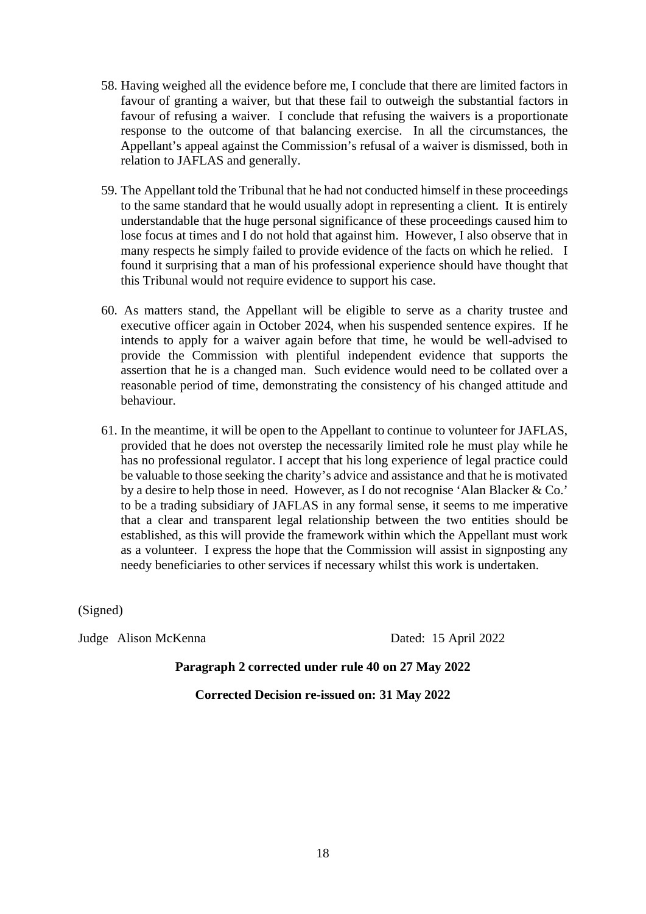58. Having weighed all the evidence before me, I conclude that there are limited factors in favour of granting a waiver, but that these fail to outweigh the substantial factors in favour of refusing a waiver. I conclude that refusing the waivers is a proportionate response to the outcome of that balancing exercise. In all the circumstances, the Appellant's appeal against the Commission's refusal of a waiver is dismissed, both in relation to JAFLAS and generally.

59. The Appellant told the Tribunal that he had not conducted himself in these proceedings to the same standard that he would usually adopt in representing a client. It is entirely understandable that the huge personal significance of these proceedings caused him to lose focus at times and I do not hold that against him. However, I also observe that in many respects he simply failed to provide evidence of the facts on which he relied. I found it surprising that a man of his professional experience should have thought that this Tribunal would not require evidence to support his case.

60. As matters stand, the Appellant will be eligible to serve as a charity trustee and executive officer again in October 2024, when his suspended sentence expires. If he intends to apply for a waiver again before that time, he would be well-advised to provide the Commission with plentiful independent evidence that supports the assertion that he is a changed man. Such evidence would need to be collated over a reasonable period of time, demonstrating the consistency of his changed attitude and behaviour.

61. In the meantime, it will be open to the Appellant to continue to volunteer for JAFLAS, provided that he does not overstep the necessarily limited role he must play while he has no professional regulator. I accept that his long experience of legal practice could be valuable to those seeking the charity's advice and assistance and that he is motivated by a desire to help those in need. However, as I do not recognise 'Alan Blacker & Co.' to be a trading subsidiary of JAFLAS in any formal sense, it seems to me imperative that a clear and transparent legal relationship between the two entities should be established, as this will provide the framework within which the Appellant must work as a volunteer. I express the hope that the Commission will assist in signposting any needy beneficiaries to other services if necessary whilst this work is undertaken.

(Signed)

Judge Alison McKenna Dated: 15 April 2022

**Paragraph 2 corrected under rule 40 on 27 May 2022**

**Corrected Decision re-issued on: 31 May 2022**